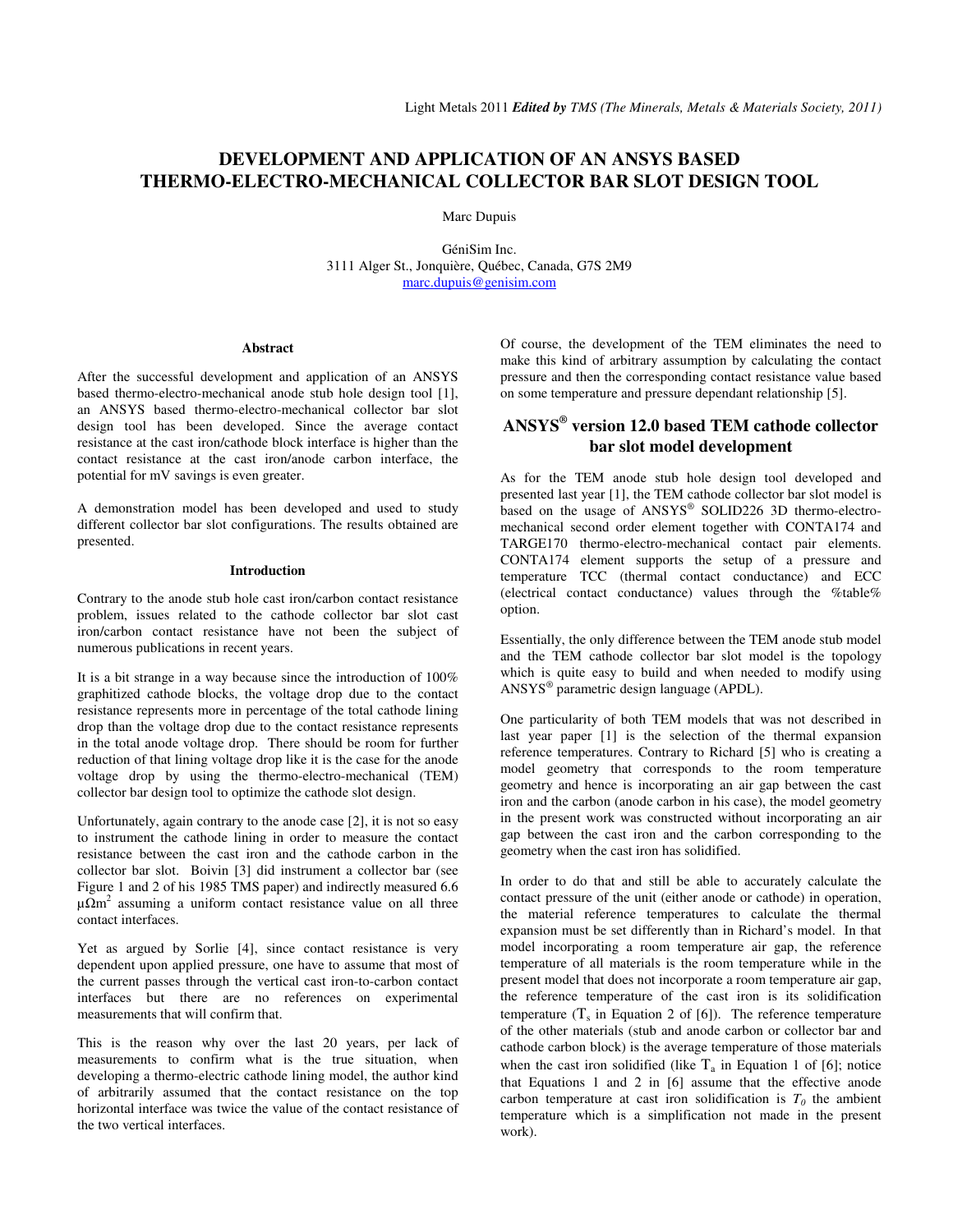# DEVELOPMENT AND APPLICATION OF AN ANSYS BASED THERMO-ELECTRO-MECHANICAL COLLECTOR BAR SLOT DESIGN TOOL

Marc Dupuis

GéniSim Inc.
3111 Alger St., Jonquière, Québec, Canada, G7S 2M9
marc.dupuis@genisim.com

### Abstract

After the successful development and application of an ANSYS based thermo-electro-mechanical anode stub hole design tool [1], an ANSYS based thermo-electro-mechanical collector bar slot design tool has been developed. Since the average contact resistance at the cast iron/cathode block interface is higher than the contact resistance at the cast iron/anode carbon interface, the potential for mV savings is even greater.

A demonstration model has been developed and used to study different collector bar slot configurations. The results obtained are presented.

### Introduction

Contrary to the anode stub hole cast iron/carbon contact resistance problem, issues related to the cathode collector bar slot cast iron/carbon contact resistance have not been the subject of numerous publications in recent years.

It is a bit strange in a way because since the introduction of 100% graphitized cathode blocks, the voltage drop due to the contact resistance represents more in percentage of the total cathode lining drop than the voltage drop due to the contact resistance represents in the total anode voltage drop. There should be room for further reduction of that lining voltage drop like it is the case for the anode voltage drop by using the thermo-electro-mechanical (TEM) collector bar design tool to optimize the cathode slot design.

Unfortunately, again contrary to the anode case [2], it is not so easy to instrument the cathode lining in order to measure the contact resistance between the cast iron and the cathode carbon in the collector bar slot. Boivin [3] did instrument a collector bar (see Figure 1 and 2 of his 1985 TMS paper) and indirectly measured 6.6 $\mu\Omega m^2$ assuming a uniform contact resistance value on all three contact interfaces.

Yet as argued by Sorlie [4], since contact resistance is very dependent upon applied pressure, one have to assume that most of the current passes through the vertical cast iron-to-carbon contact interfaces but there are no references on experimental measurements that will confirm that.

This is the reason why over the last 20 years, per lack of measurements to confirm what is the true situation, when developing a thermo-electric cathode lining model, the author kind of arbitrarily assumed that the contact resistance on the top horizontal interface was twice the value of the contact resistance of the two vertical interfaces.

Of course, the development of the TEM eliminates the need to make this kind of arbitrary assumption by calculating the contact pressure and then the corresponding contact resistance value based on some temperature and pressure dependant relationship [5].

## ANSYS® version 12.0 based TEM cathode collector bar slot model development

As for the TEM anode stub hole design tool developed and presented last year [1], the TEM cathode collector bar slot model is based on the usage of ANSYS® SOLID226 3D thermo-electro-mechanical second order element together with CONTA174 and TARGE170 thermo-electro-mechanical contact pair elements. CONTA174 element supports the setup of a pressure and temperature TCC (thermal contact conductance) and ECC (electrical contact conductance) values through the %table% option.

Essentially, the only difference between the TEM anode stub model and the TEM cathode collector bar slot model is the topology which is quite easy to build and when needed to modify using ANSYS® parametric design language (APDL).

One particularity of both TEM models that was not described in last year paper [1] is the selection of the thermal expansion reference temperatures. Contrary to Richard [5] who is creating a model geometry that corresponds to the room temperature geometry and hence is incorporating an air gap between the cast iron and the carbon (anode carbon in his case), the model geometry in the present work was constructed without incorporating an air gap between the cast iron and the carbon corresponding to the geometry when the cast iron has solidified.

In order to do that and still be able to accurately calculate the contact pressure of the unit (either anode or cathode) in operation, the material reference temperatures to calculate the thermal expansion must be set differently than in Richard's model. In that model incorporating a room temperature air gap, the reference temperature of all materials is the room temperature while in the present model that does not incorporate a room temperature air gap, the reference temperature of the cast iron is its solidification temperature ($T_s$ in Equation 2 of [6]). The reference temperature of the other materials (stub and anode carbon or collector bar and cathode carbon block) is the average temperature of those materials when the cast iron solidified (like $T_a$ in Equation 1 of [6]; notice that Equations 1 and 2 in [6] assume that the effective anode carbon temperature at cast iron solidification is $T_0$ the ambient temperature which is a simplification not made in the present work).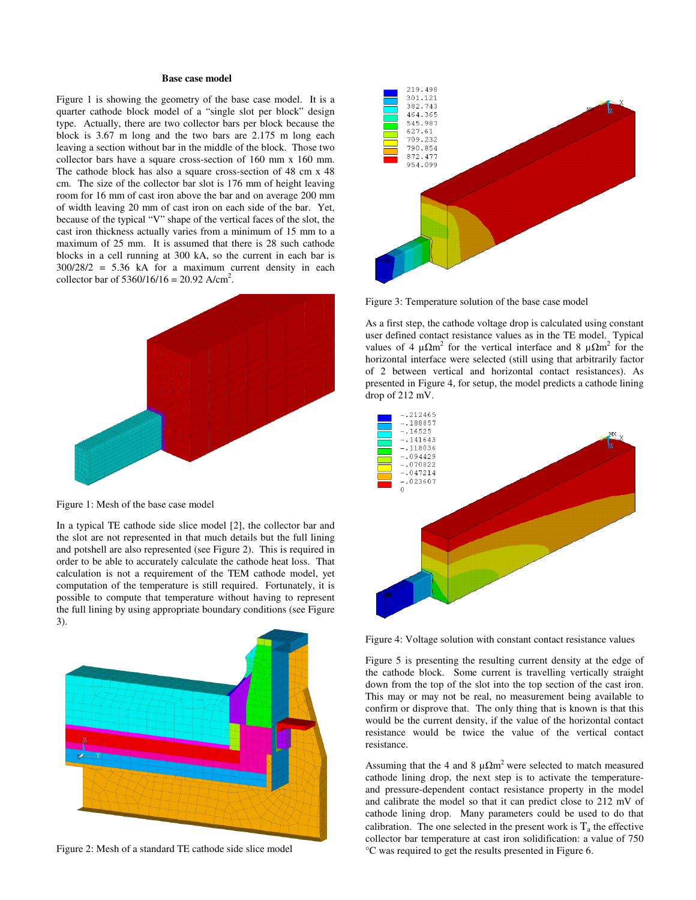### Base case model

Figure 1 is showing the geometry of the base case model. It is a quarter cathode block model of a "single slot per block" design type. Actually, there are two collector bars per block because the block is 3.67 m long and the two bars are 2.175 m long each leaving a section without bar in the middle of the block. Those two collector bars have a square cross-section of 160 mm x 160 mm. The cathode block has also a square cross-section of 48 cm x 48 cm. The size of the collector bar slot is 176 mm of height leaving room for 16 mm of cast iron above the bar and on average 200 mm of width leaving 20 mm of cast iron on each side of the bar. Yet, because of the typical "V" shape of the vertical faces of the slot, the cast iron thickness actually varies from a minimum of 15 mm to a maximum of 25 mm. It is assumed that there is 28 such cathode blocks in a cell running at 300 kA, so the current in each bar is 300/28/2 = 5.36 kA for a maximum current density in each collector bar of 5360/16/16 = 20.92 A/cm$^2$.

Figure 1: Mesh of the base case model

In a typical TE cathode side slice model [2], the collector bar and the slot are not represented in that much details but the full lining and potshell are also represented (see Figure 2). This is required in order to be able to accurately calculate the cathode heat loss. That calculation is not a requirement of the TEM cathode model, yet computation of the temperature is still required. Fortunately, it is possible to compute that temperature without having to represent the full lining by using appropriate boundary conditions (see Figure 3).

Figure 2: Mesh of a standard TE cathode side slice model

Figure 3: Temperature solution of the base case model

As a first step, the cathode voltage drop is calculated using constant user defined contact resistance values as in the TE model. Typical values of 4 $\mu\Omega m^2$ for the vertical interface and 8 $\mu\Omega m^2$ for the horizontal interface were selected (still using that arbitrarily factor of 2 between vertical and horizontal contact resistances). As presented in Figure 4, for setup, the model predicts a cathode lining drop of 212 mV.

Figure 4: Voltage solution with constant contact resistance values

Figure 5 is presenting the resulting current density at the edge of the cathode block. Some current is travelling vertically straight down from the top of the slot into the top section of the cast iron. This may or may not be real, no measurement being available to confirm or disprove that. The only thing that is known is that this would be the current density, if the value of the horizontal contact resistance would be twice the value of the vertical contact resistance.

Assuming that the 4 and 8 $\mu\Omega m^2$ were selected to match measured cathode lining drop, the next step is to activate the temperature- and pressure-dependent contact resistance property in the model and calibrate the model so that it can predict close to 212 mV of cathode lining drop. Many parameters could be used to do that calibration. The one selected in the present work is $T_a$ the effective collector bar temperature at cast iron solidification: a value of 750 °C was required to get the results presented in Figure 6.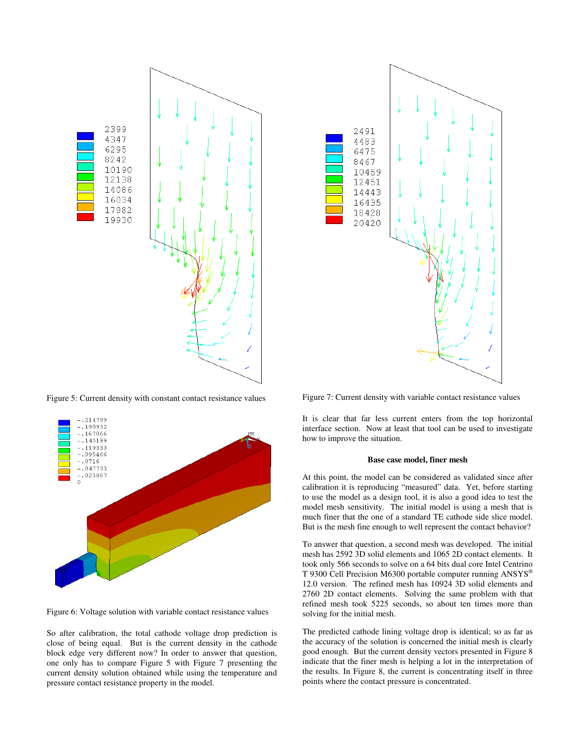Figure 5: Current density with constant contact resistance values

Figure 6: Voltage solution with variable contact resistance values

So after calibration, the total cathode voltage drop prediction is close of being equal. But is the current density in the cathode block edge very different now? In order to answer that question, one only has to compare Figure 5 with Figure 7 presenting the current density solution obtained while using the temperature and pressure contact resistance property in the model.

Figure 7: Current density with variable contact resistance values

It is clear that far less current enters from the top horizontal interface section. Now at least that tool can be used to investigate how to improve the situation.

**Base case model, finer mesh**

At this point, the model can be considered as validated since after calibration it is reproducing "measured" data. Yet, before starting to use the model as a design tool, it is also a good idea to test the model mesh sensitivity. The initial model is using a mesh that is much finer that the one of a standard TE cathode side slice model. But is the mesh fine enough to well represent the contact behavior?

To answer that question, a second mesh was developed. The initial mesh has 2592 3D solid elements and 1065 2D contact elements. It took only 566 seconds to solve on a 64 bits dual core Intel Centrino T 9300 Cell Precision M6300 portable computer running ANSYS® 12.0 version. The refined mesh has 10924 3D solid elements and 2760 2D contact elements. Solving the same problem with that refined mesh took 5225 seconds, so about ten times more than solving for the initial mesh.

The predicted cathode lining voltage drop is identical; so as far as the accuracy of the solution is concerned the initial mesh is clearly good enough. But the current density vectors presented in Figure 8 indicate that the finer mesh is helping a lot in the interpretation of the results. In Figure 8, the current is concentrating itself in three points where the contact pressure is concentrated.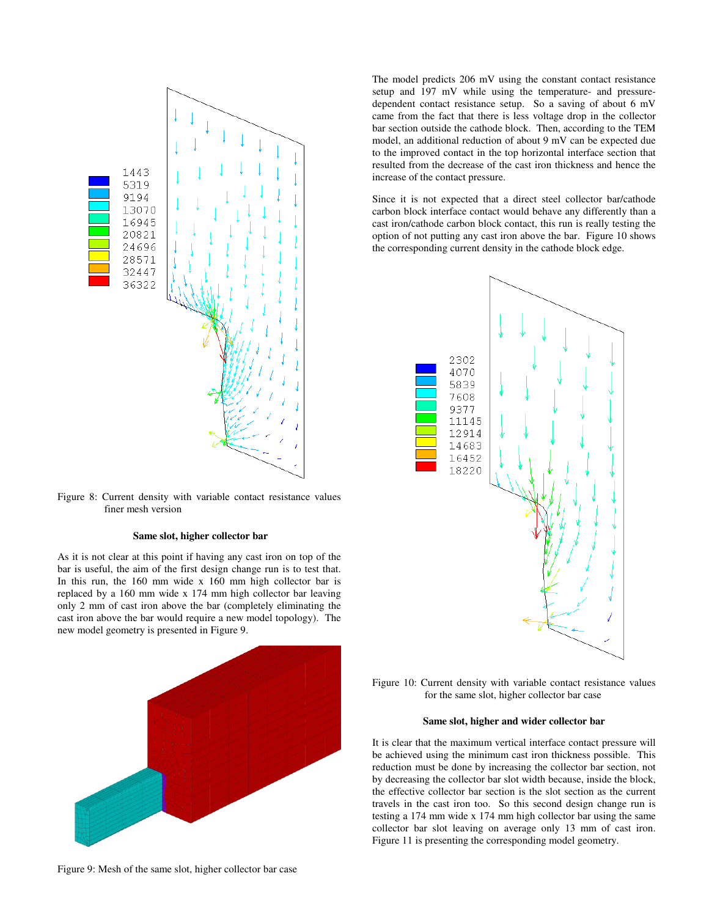Figure 8: Current density with variable contact resistance values finer mesh version

**Same slot, higher collector bar**

As it is not clear at this point if having any cast iron on top of the bar is useful, the aim of the first design change run is to test that. In this run, the 160 mm wide x 160 mm high collector bar is replaced by a 160 mm wide x 174 mm high collector bar leaving only 2 mm of cast iron above the bar (completely eliminating the cast iron above the bar would require a new model topology). The new model geometry is presented in Figure 9.

Figure 9: Mesh of the same slot, higher collector bar case

The model predicts 206 mV using the constant contact resistance setup and 197 mV while using the temperature- and pressure-dependent contact resistance setup. So a saving of about 6 mV came from the fact that there is less voltage drop in the collector bar section outside the cathode block. Then, according to the TEM model, an additional reduction of about 9 mV can be expected due to the improved contact in the top horizontal interface section that resulted from the decrease of the cast iron thickness and hence the increase of the contact pressure.

Since it is not expected that a direct steel collector bar/cathode carbon block interface contact would behave any differently than a cast iron/cathode carbon block contact, this run is really testing the option of not putting any cast iron above the bar. Figure 10 shows the corresponding current density in the cathode block edge.

Figure 10: Current density with variable contact resistance values for the same slot, higher collector bar case

**Same slot, higher and wider collector bar**

It is clear that the maximum vertical interface contact pressure will be achieved using the minimum cast iron thickness possible. This reduction must be done by increasing the collector bar section, not by decreasing the collector bar slot width because, inside the block, the effective collector bar section is the slot section as the current travels in the cast iron too. So this second design change run is testing a 174 mm wide x 174 mm high collector bar using the same collector bar slot leaving on average only 13 mm of cast iron. Figure 11 is presenting the corresponding model geometry.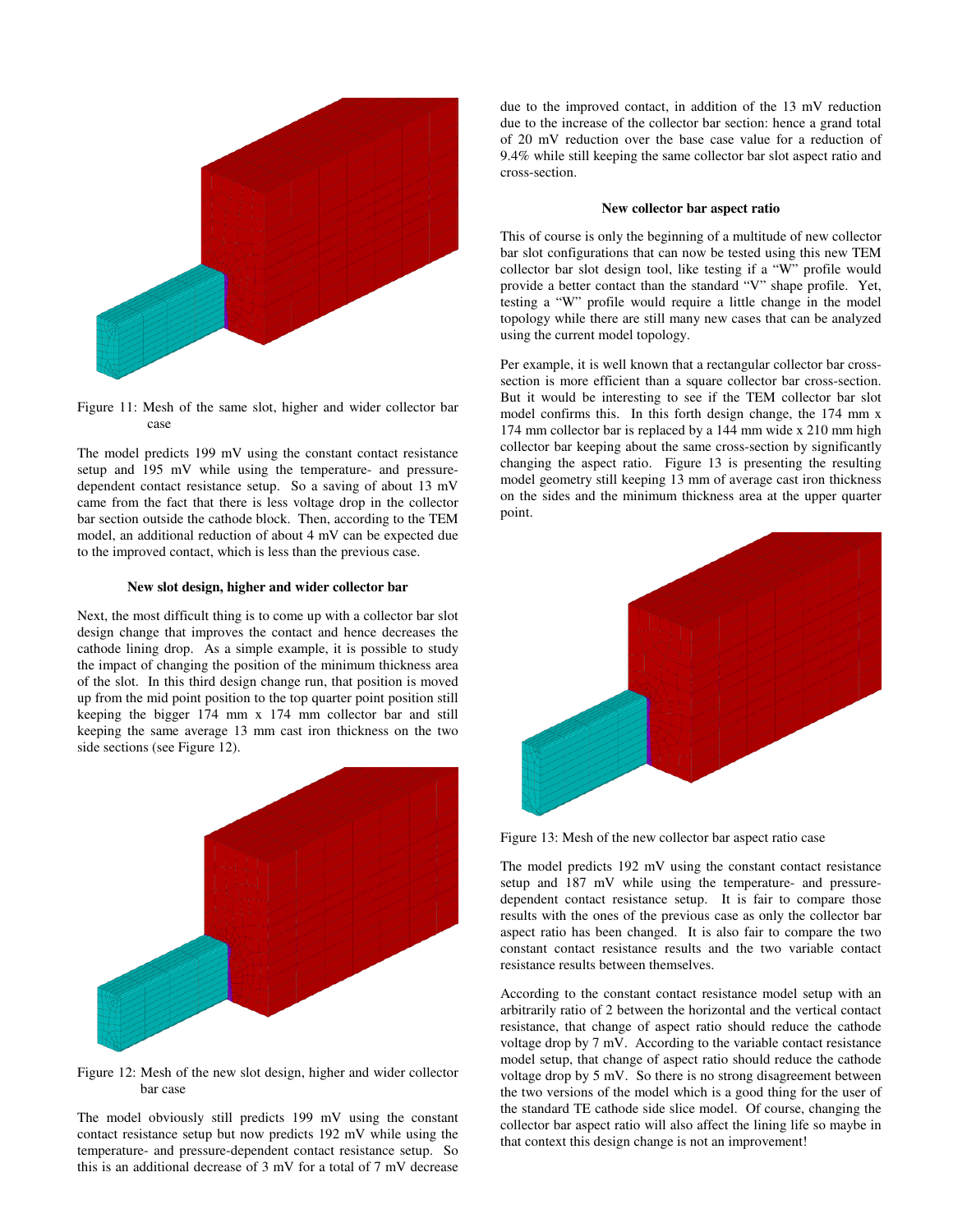Figure 11: Mesh of the same slot, higher and wider collector bar case

The model predicts 199 mV using the constant contact resistance setup and 195 mV while using the temperature- and pressure-dependent contact resistance setup. So a saving of about 13 mV came from the fact that there is less voltage drop in the collector bar section outside the cathode block. Then, according to the TEM model, an additional reduction of about 4 mV can be expected due to the improved contact, which is less than the previous case.

### New slot design, higher and wider collector bar

Next, the most difficult thing is to come up with a collector bar slot design change that improves the contact and hence decreases the cathode lining drop. As a simple example, it is possible to study the impact of changing the position of the minimum thickness area of the slot. In this third design change run, that position is moved up from the mid point position to the top quarter point position still keeping the bigger 174 mm x 174 mm collector bar and still keeping the same average 13 mm cast iron thickness on the two side sections (see Figure 12).

Figure 12: Mesh of the new slot design, higher and wider collector bar case

The model obviously still predicts 199 mV using the constant contact resistance setup but now predicts 192 mV while using the temperature- and pressure-dependent contact resistance setup. So this is an additional decrease of 3 mV for a total of 7 mV decrease due to the improved contact, in addition of the 13 mV reduction due to the increase of the collector bar section: hence a grand total of 20 mV reduction over the base case value for a reduction of 9.4% while still keeping the same collector bar slot aspect ratio and cross-section.

### New collector bar aspect ratio

This of course is only the beginning of a multitude of new collector bar slot configurations that can now be tested using this new TEM collector bar slot design tool, like testing if a "W" profile would provide a better contact than the standard "V" shape profile. Yet, testing a "W" profile would require a little change in the model topology while there are still many new cases that can be analyzed using the current model topology.

Per example, it is well known that a rectangular collector bar cross-section is more efficient than a square collector bar cross-section. But it would be interesting to see if the TEM collector bar slot model confirms this. In this forth design change, the 174 mm x 174 mm collector bar is replaced by a 144 mm wide x 210 mm high collector bar keeping about the same cross-section by significantly changing the aspect ratio. Figure 13 is presenting the resulting model geometry still keeping 13 mm of average cast iron thickness on the sides and the minimum thickness area at the upper quarter point.

Figure 13: Mesh of the new collector bar aspect ratio case

The model predicts 192 mV using the constant contact resistance setup and 187 mV while using the temperature- and pressure-dependent contact resistance setup. It is fair to compare those results with the ones of the previous case as only the collector bar aspect ratio has been changed. It is also fair to compare the two constant contact resistance results and the two variable contact resistance results between themselves.

According to the constant contact resistance model setup with an arbitrarily ratio of 2 between the horizontal and the vertical contact resistance, that change of aspect ratio should reduce the cathode voltage drop by 7 mV. According to the variable contact resistance model setup, that change of aspect ratio should reduce the cathode voltage drop by 5 mV. So there is no strong disagreement between the two versions of the model which is a good thing for the user of the standard TE cathode side slice model. Of course, changing the collector bar aspect ratio will also affect the lining life so maybe in that context this design change is not an improvement!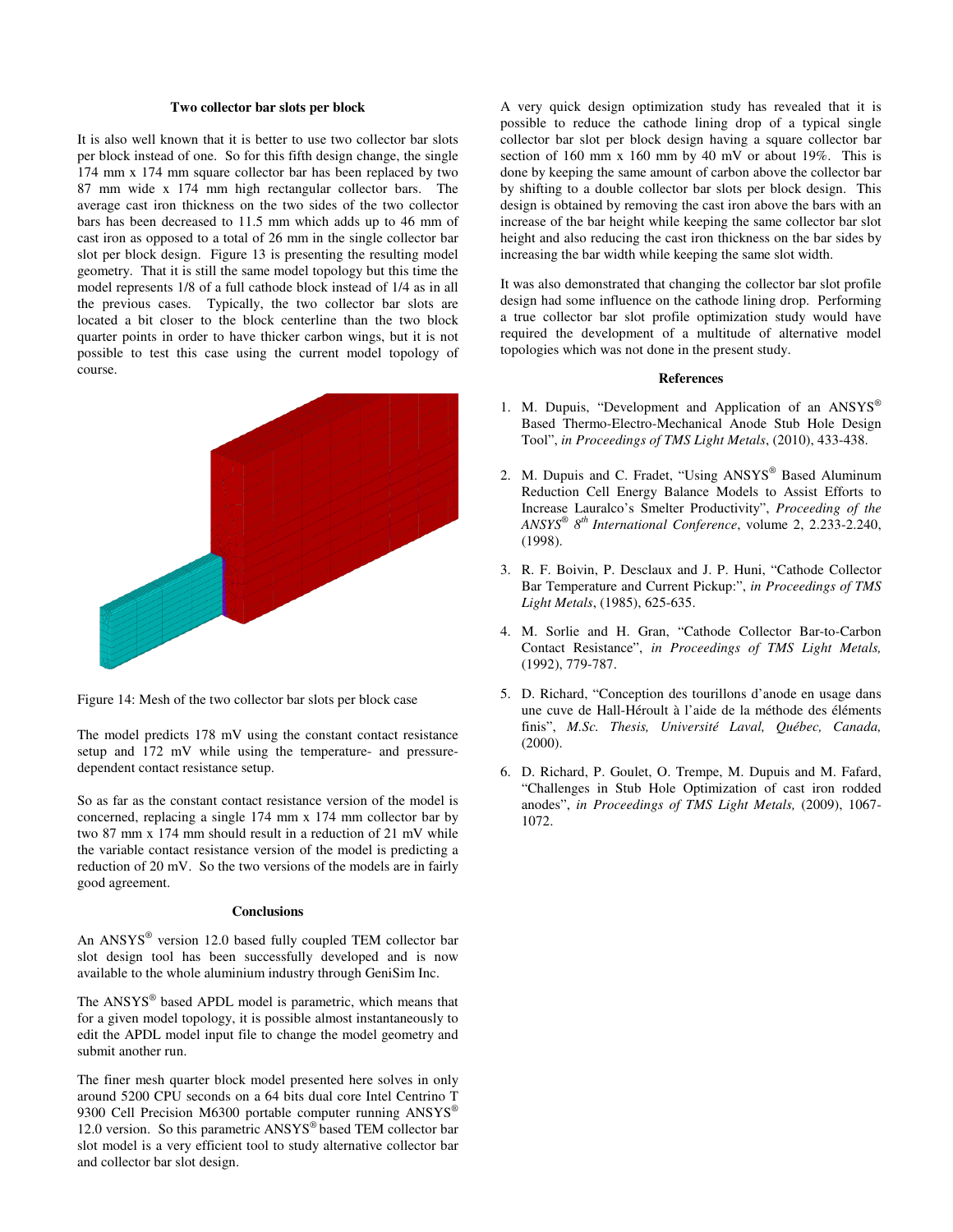### Two collector bar slots per block

It is also well known that it is better to use two collector bar slots per block instead of one. So for this fifth design change, the single 174 mm x 174 mm square collector bar has been replaced by two 87 mm wide x 174 mm high rectangular collector bars. The average cast iron thickness on the two sides of the two collector bars has been decreased to 11.5 mm which adds up to 46 mm of cast iron as opposed to a total of 26 mm in the single collector bar slot per block design. Figure 13 is presenting the resulting model geometry. That it is still the same model topology but this time the model represents 1/8 of a full cathode block instead of 1/4 as in all the previous cases. Typically, the two collector bar slots are located a bit closer to the block centerline than the two block quarter points in order to have thicker carbon wings, but it is not possible to test this case using the current model topology of course.

Figure 14: Mesh of the two collector bar slots per block case

The model predicts 178 mV using the constant contact resistance setup and 172 mV while using the temperature- and pressure-dependent contact resistance setup.

So as far as the constant contact resistance version of the model is concerned, replacing a single 174 mm x 174 mm collector bar by two 87 mm x 174 mm should result in a reduction of 21 mV while the variable contact resistance version of the model is predicting a reduction of 20 mV. So the two versions of the models are in fairly good agreement.

### Conclusions

An ANSYS® version 12.0 based fully coupled TEM collector bar slot design tool has been successfully developed and is now available to the whole aluminium industry through GeniSim Inc.

The ANSYS® based APDL model is parametric, which means that for a given model topology, it is possible almost instantaneously to edit the APDL model input file to change the model geometry and submit another run.

The finer mesh quarter block model presented here solves in only around 5200 CPU seconds on a 64 bits dual core Intel Centrino T 9300 Cell Precision M6300 portable computer running ANSYS® 12.0 version. So this parametric ANSYS® based TEM collector bar slot model is a very efficient tool to study alternative collector bar and collector bar slot design.

A very quick design optimization study has revealed that it is possible to reduce the cathode lining drop of a typical single collector bar slot per block design having a square collector bar section of 160 mm x 160 mm by 40 mV or about 19%. This is done by keeping the same amount of carbon above the collector bar by shifting to a double collector bar slots per block design. This design is obtained by removing the cast iron above the bars with an increase of the bar height while keeping the same collector bar slot height and also reducing the cast iron thickness on the bar sides by increasing the bar width while keeping the same slot width.

It was also demonstrated that changing the collector bar slot profile design had some influence on the cathode lining drop. Performing a true collector bar slot profile optimization study would have required the development of a multitude of alternative model topologies which was not done in the present study.

### References

1. M. Dupuis, "Development and Application of an ANSYS® Based Thermo-Electro-Mechanical Anode Stub Hole Design Tool", *in Proceedings of TMS Light Metals*, (2010), 433-438.

2. M. Dupuis and C. Fradet, "Using ANSYS® Based Aluminum Reduction Cell Energy Balance Models to Assist Efforts to Increase Lauralco's Smelter Productivity", *Proceeding of the ANSYS® 8th International Conference*, volume 2, 2.233-2.240, (1998).

3. R. F. Boivin, P. Desclaux and J. P. Huni, "Cathode Collector Bar Temperature and Current Pickup:", *in Proceedings of TMS Light Metals*, (1985), 625-635.

4. M. Sorlie and H. Gran, "Cathode Collector Bar-to-Carbon Contact Resistance", *in Proceedings of TMS Light Metals,* (1992), 779-787.

5. D. Richard, "Conception des tourillons d'anode en usage dans une cuve de Hall-Héroult à l'aide de la méthode des éléments finis", *M.Sc. Thesis, Université Laval, Québec, Canada,* (2000).

6. D. Richard, P. Goulet, O. Trempe, M. Dupuis and M. Fafard, "Challenges in Stub Hole Optimization of cast iron rodded anodes", *in Proceedings of TMS Light Metals,* (2009), 1067-1072.